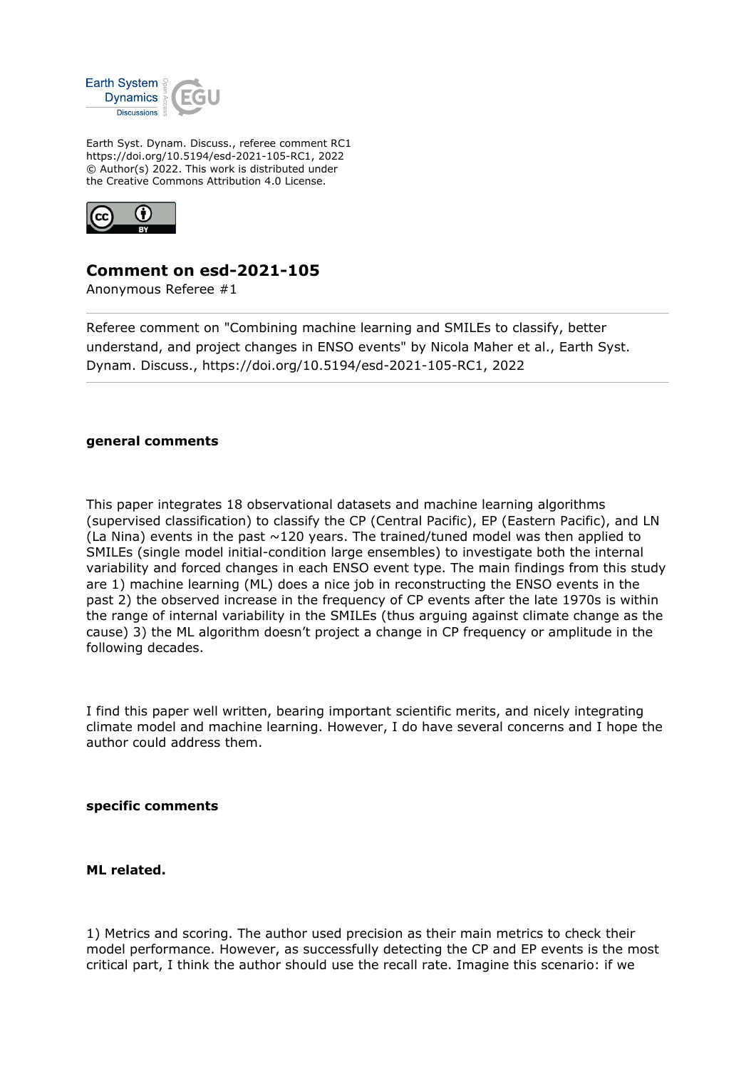Earth Syst. Dynam. Discuss., referee comment RC1
https://doi.org/10.5194/esd-2021-105-RC1, 2022
© Author(s) 2022. This work is distributed under
the Creative Commons Attribution 4.0 License.

# Comment on esd-2021-105

Anonymous Referee #1

Referee comment on "Combining machine learning and SMILEs to classify, better understand, and project changes in ENSO events" by Nicola Maher et al., Earth Syst. Dynam. Discuss., https://doi.org/10.5194/esd-2021-105-RC1, 2022

**general comments**

This paper integrates 18 observational datasets and machine learning algorithms (supervised classification) to classify the CP (Central Pacific), EP (Eastern Pacific), and LN (La Nina) events in the past ~120 years. The trained/tuned model was then applied to SMILEs (single model initial-condition large ensembles) to investigate both the internal variability and forced changes in each ENSO event type. The main findings from this study are 1) machine learning (ML) does a nice job in reconstructing the ENSO events in the past 2) the observed increase in the frequency of CP events after the late 1970s is within the range of internal variability in the SMILEs (thus arguing against climate change as the cause) 3) the ML algorithm doesn't project a change in CP frequency or amplitude in the following decades.

I find this paper well written, bearing important scientific merits, and nicely integrating climate model and machine learning. However, I do have several concerns and I hope the author could address them.

**specific comments**

**ML related.**

1) Metrics and scoring. The author used precision as their main metrics to check their model performance. However, as successfully detecting the CP and EP events is the most critical part, I think the author should use the recall rate. Imagine this scenario: if we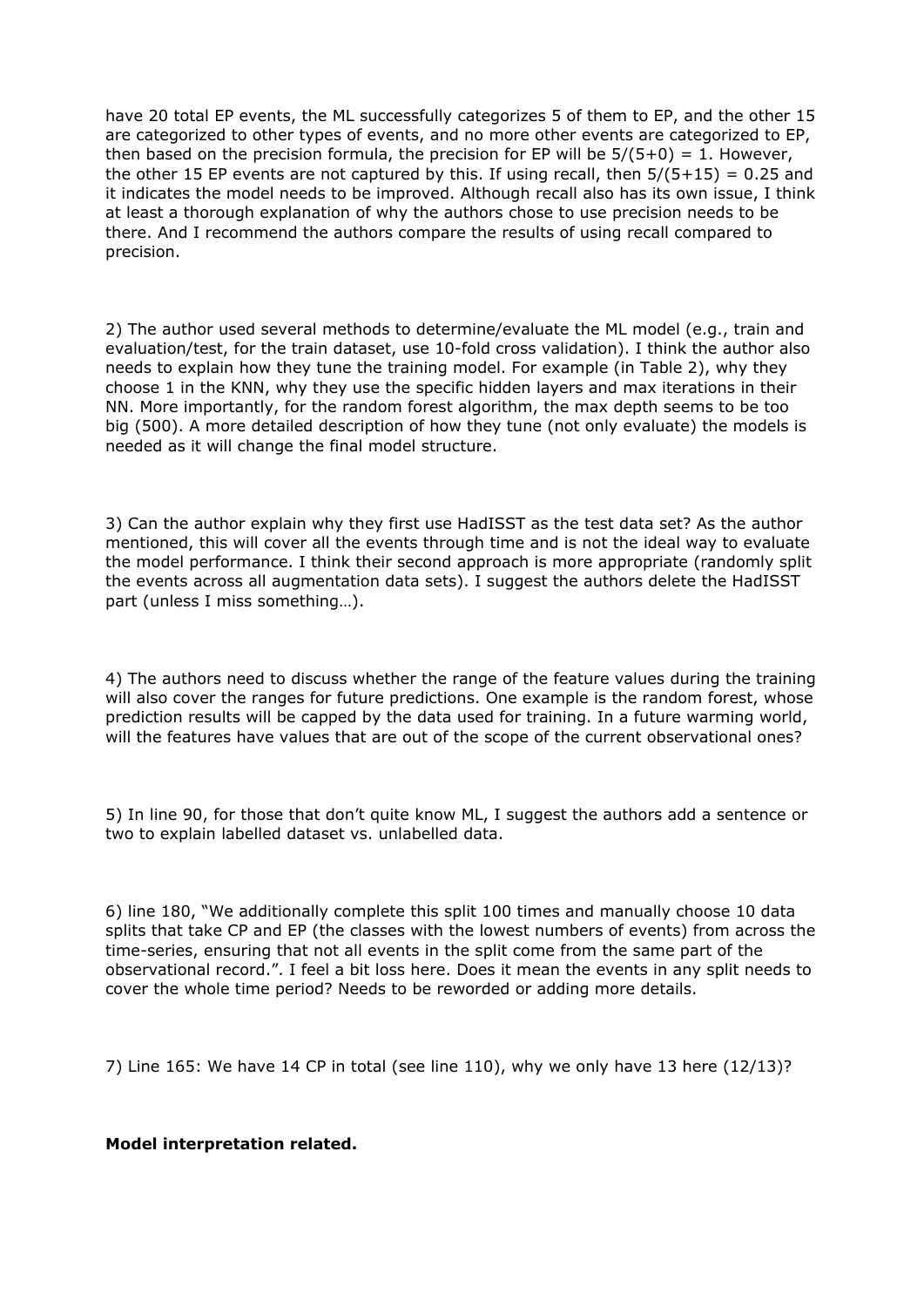have 20 total EP events, the ML successfully categorizes 5 of them to EP, and the other 15 are categorized to other types of events, and no more other events are categorized to EP, then based on the precision formula, the precision for EP will be $5/(5+0) = 1$. However, the other 15 EP events are not captured by this. If using recall, then $5/(5+15) = 0.25$ and it indicates the model needs to be improved. Although recall also has its own issue, I think at least a thorough explanation of why the authors chose to use precision needs to be there. And I recommend the authors compare the results of using recall compared to precision.

2) The author used several methods to determine/evaluate the ML model (e.g., train and evaluation/test, for the train dataset, use 10-fold cross validation). I think the author also needs to explain how they tune the training model. For example (in Table 2), why they choose 1 in the KNN, why they use the specific hidden layers and max iterations in their NN. More importantly, for the random forest algorithm, the max depth seems to be too big (500). A more detailed description of how they tune (not only evaluate) the models is needed as it will change the final model structure.

3) Can the author explain why they first use HadISST as the test data set? As the author mentioned, this will cover all the events through time and is not the ideal way to evaluate the model performance. I think their second approach is more appropriate (randomly split the events across all augmentation data sets). I suggest the authors delete the HadISST part (unless I miss something…).

4) The authors need to discuss whether the range of the feature values during the training will also cover the ranges for future predictions. One example is the random forest, whose prediction results will be capped by the data used for training. In a future warming world, will the features have values that are out of the scope of the current observational ones?

5) In line 90, for those that don't quite know ML, I suggest the authors add a sentence or two to explain labelled dataset vs. unlabelled data.

6) line 180, "We additionally complete this split 100 times and manually choose 10 data splits that take CP and EP (the classes with the lowest numbers of events) from across the time-series, ensuring that not all events in the split come from the same part of the observational record.". I feel a bit loss here. Does it mean the events in any split needs to cover the whole time period? Needs to be reworded or adding more details.

7) Line 165: We have 14 CP in total (see line 110), why we only have 13 here (12/13)?

**Model interpretation related.**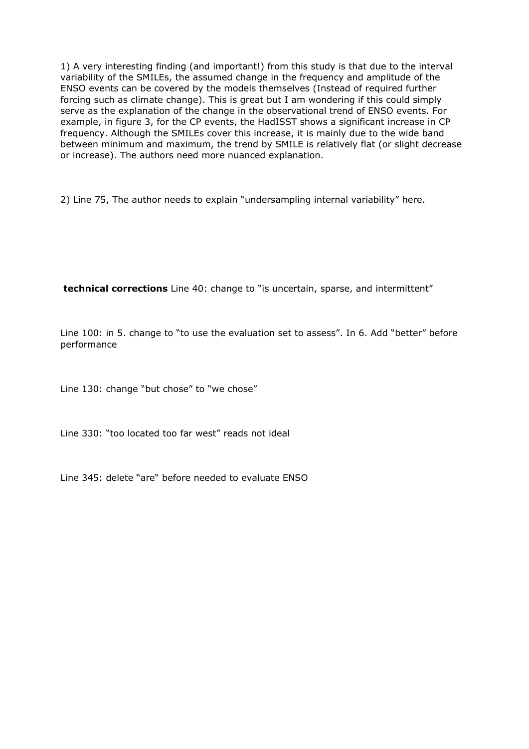1) A very interesting finding (and important!) from this study is that due to the interval variability of the SMILEs, the assumed change in the frequency and amplitude of the ENSO events can be covered by the models themselves (Instead of required further forcing such as climate change). This is great but I am wondering if this could simply serve as the explanation of the change in the observational trend of ENSO events. For example, in figure 3, for the CP events, the HadISST shows a significant increase in CP frequency. Although the SMILEs cover this increase, it is mainly due to the wide band between minimum and maximum, the trend by SMILE is relatively flat (or slight decrease or increase). The authors need more nuanced explanation.

2) Line 75, The author needs to explain "undersampling internal variability" here.

**technical corrections** Line 40: change to "is uncertain, sparse, and intermittent"

Line 100: in 5. change to "to use the evaluation set to assess". In 6. Add "better" before performance

Line 130: change "but chose" to "we chose"

Line 330: "too located too far west" reads not ideal

Line 345: delete "are" before needed to evaluate ENSO